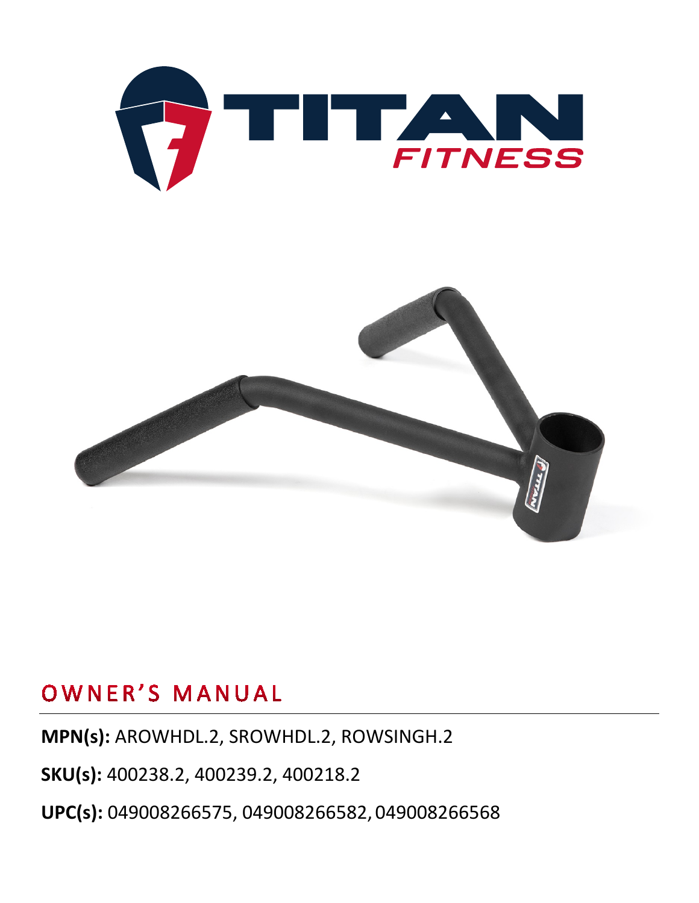# OWNER'S MANUAL

**MPN(s):** AROWHDL.2, SROWHDL.2, ROWSINGH.2

**SKU(s):** 400238.2, 400239.2, 400218.2

**UPC(s):** 049008266575, 049008266582, 049008266568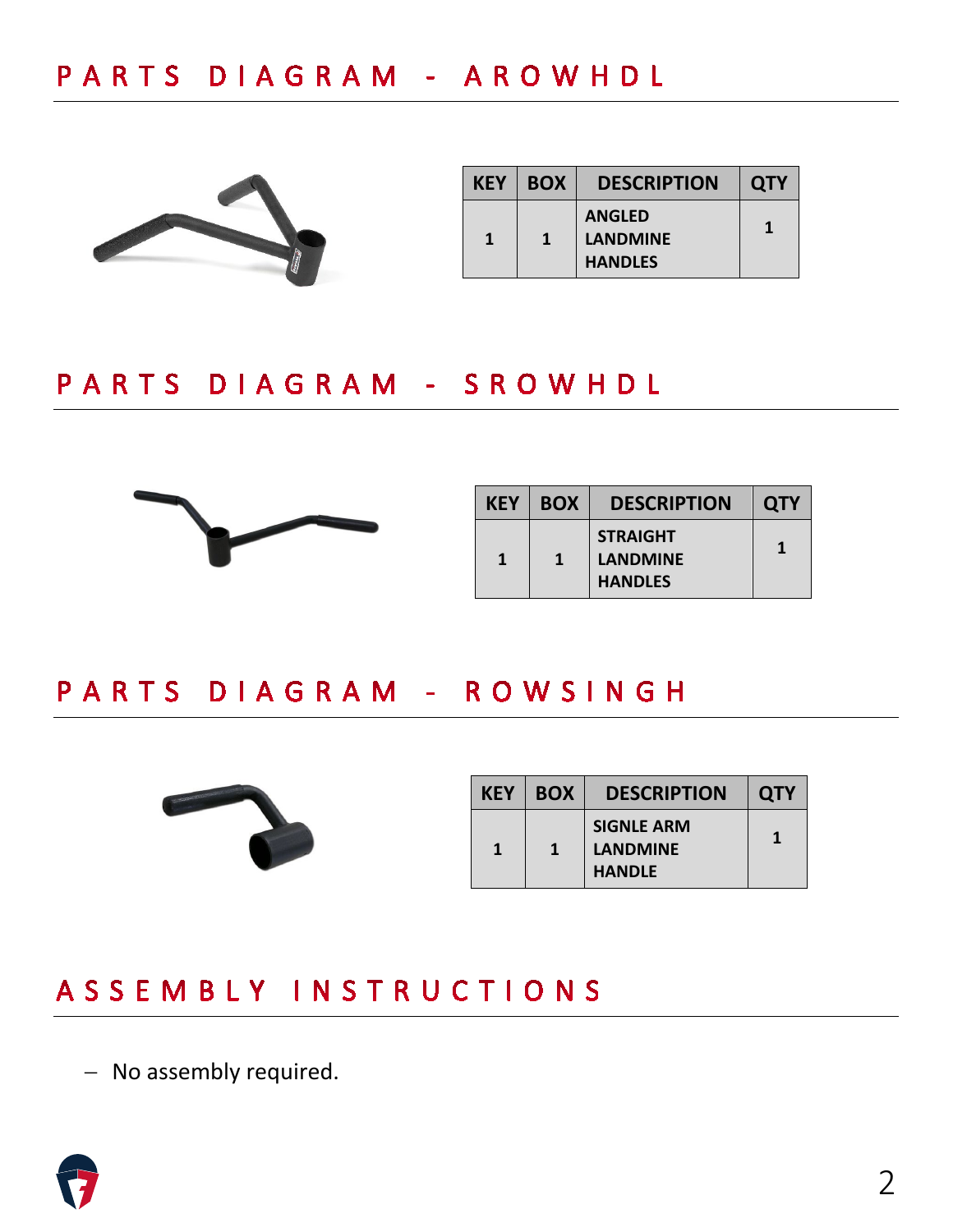## PARTS DIAGRAM - AROWHDL

| KEY | BOX | DESCRIPTION | QTY |
|---|---|---|---|
| 1 | 1 | ANGLED LANDMINE HANDLES | 1 |

## PARTS DIAGRAM - SROWHDL

| KEY | BOX | DESCRIPTION | QTY |
|---|---|---|---|
| 1 | 1 | STRAIGHT LANDMINE HANDLES | 1 |

## PARTS DIAGRAM - ROWSINGH

| KEY | BOX | DESCRIPTION | QTY |
|---|---|---|---|
| 1 | 1 | SIGNLE ARM LANDMINE HANDLE | 1 |

## ASSEMBLY INSTRUCTIONS

- No assembly required.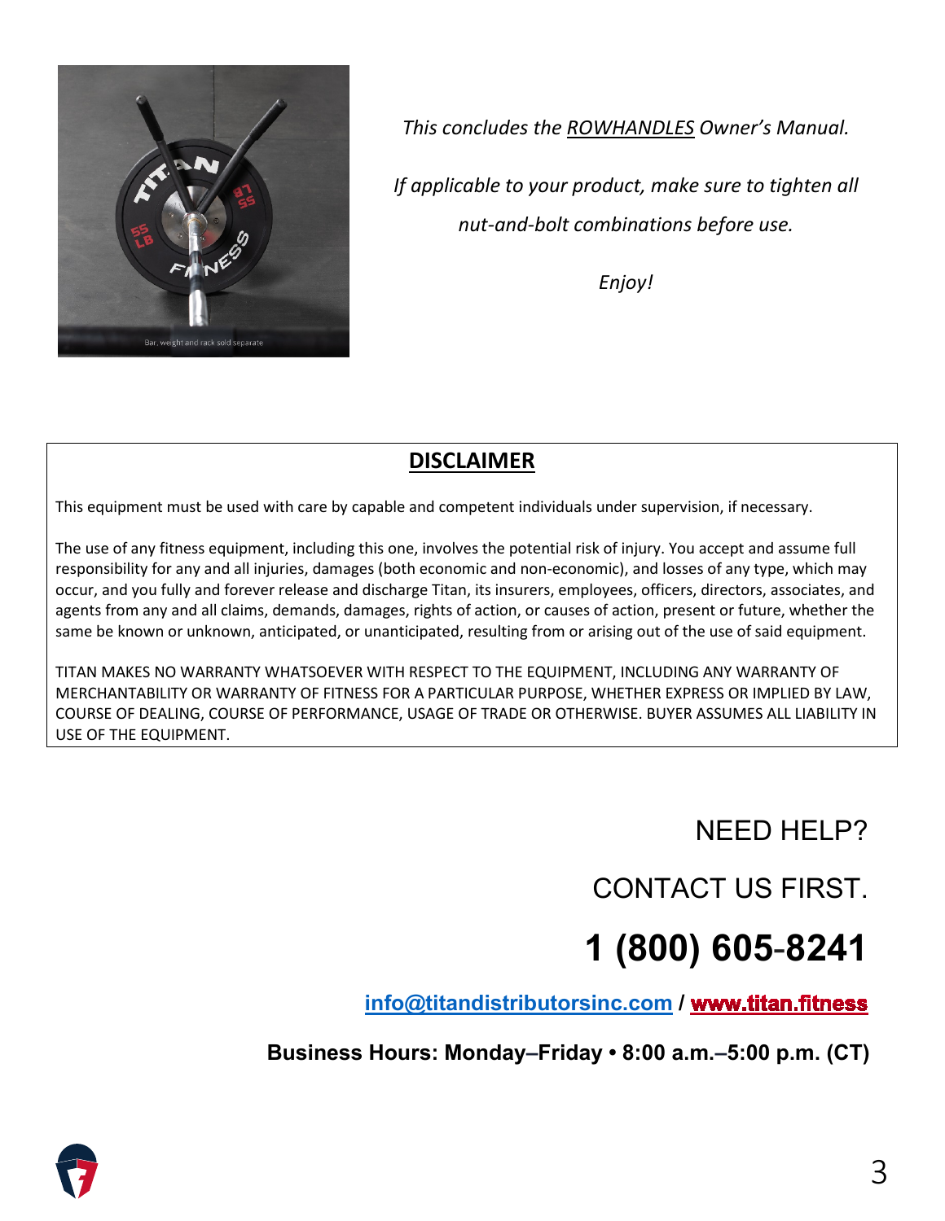*This concludes the ROWHANDLES Owner's Manual.*

*If applicable to your product, make sure to tighten all nut-and-bolt combinations before use.*

*Enjoy!*

## DISCLAIMER

This equipment must be used with care by capable and competent individuals under supervision, if necessary.

The use of any fitness equipment, including this one, involves the potential risk of injury. You accept and assume full responsibility for any and all injuries, damages (both economic and non-economic), and losses of any type, which may occur, and you fully and forever release and discharge Titan, its insurers, employees, officers, directors, associates, and agents from any and all claims, demands, damages, rights of action, or causes of action, present or future, whether the same be known or unknown, anticipated, or unanticipated, resulting from or arising out of the use of said equipment.

TITAN MAKES NO WARRANTY WHATSOEVER WITH RESPECT TO THE EQUIPMENT, INCLUDING ANY WARRANTY OF MERCHANTABILITY OR WARRANTY OF FITNESS FOR A PARTICULAR PURPOSE, WHETHER EXPRESS OR IMPLIED BY LAW, COURSE OF DEALING, COURSE OF PERFORMANCE, USAGE OF TRADE OR OTHERWISE. BUYER ASSUMES ALL LIABILITY IN USE OF THE EQUIPMENT.

NEED HELP?

CONTACT US FIRST.

**1 (800) 605-8241**

**info@titandistributorsinc.com / www.titan.fitness**

**Business Hours: Monday–Friday • 8:00 a.m.–5:00 p.m. (CT)**